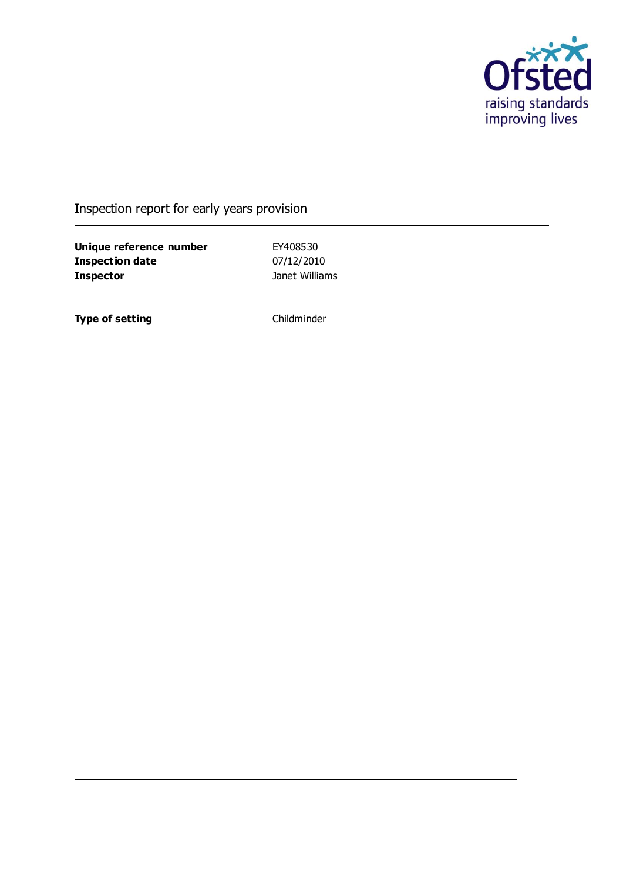Ofsted
raising standards
improving lives

Inspection report for early years provision

| | |
|---|---|
| **Unique reference number** | EY408530 |
| **Inspection date** | 07/12/2010 |
| **Inspector** | Janet Williams |

| | |
|---|---|
| **Type of setting** | Childminder |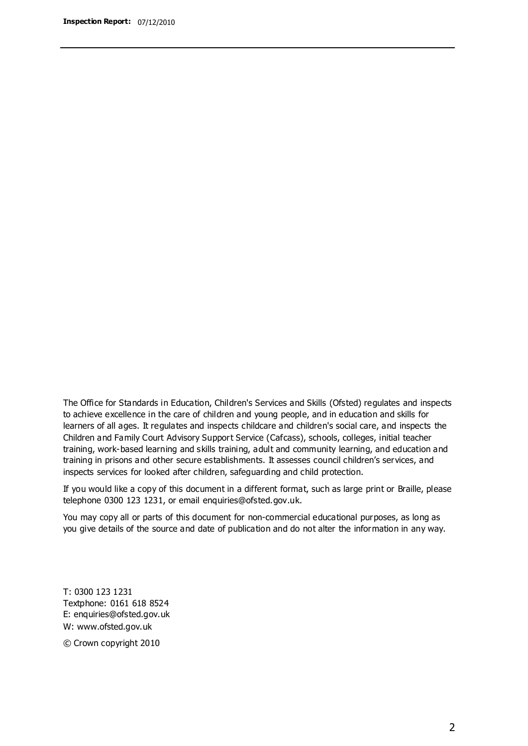The Office for Standards in Education, Children's Services and Skills (Ofsted) regulates and inspects to achieve excellence in the care of children and young people, and in education and skills for learners of all ages. It regulates and inspects childcare and children's social care, and inspects the Children and Family Court Advisory Support Service (Cafcass), schools, colleges, initial teacher training, work-based learning and skills training, adult and community learning, and education and training in prisons and other secure establishments. It assesses council children's services, and inspects services for looked after children, safeguarding and child protection.

If you would like a copy of this document in a different format, such as large print or Braille, please telephone 0300 123 1231, or email enquiries@ofsted.gov.uk.

You may copy all or parts of this document for non-commercial educational purposes, as long as you give details of the source and date of publication and do not alter the information in any way.

T: 0300 123 1231
Textphone: 0161 618 8524
E: enquiries@ofsted.gov.uk
W: www.ofsted.gov.uk

© Crown copyright 2010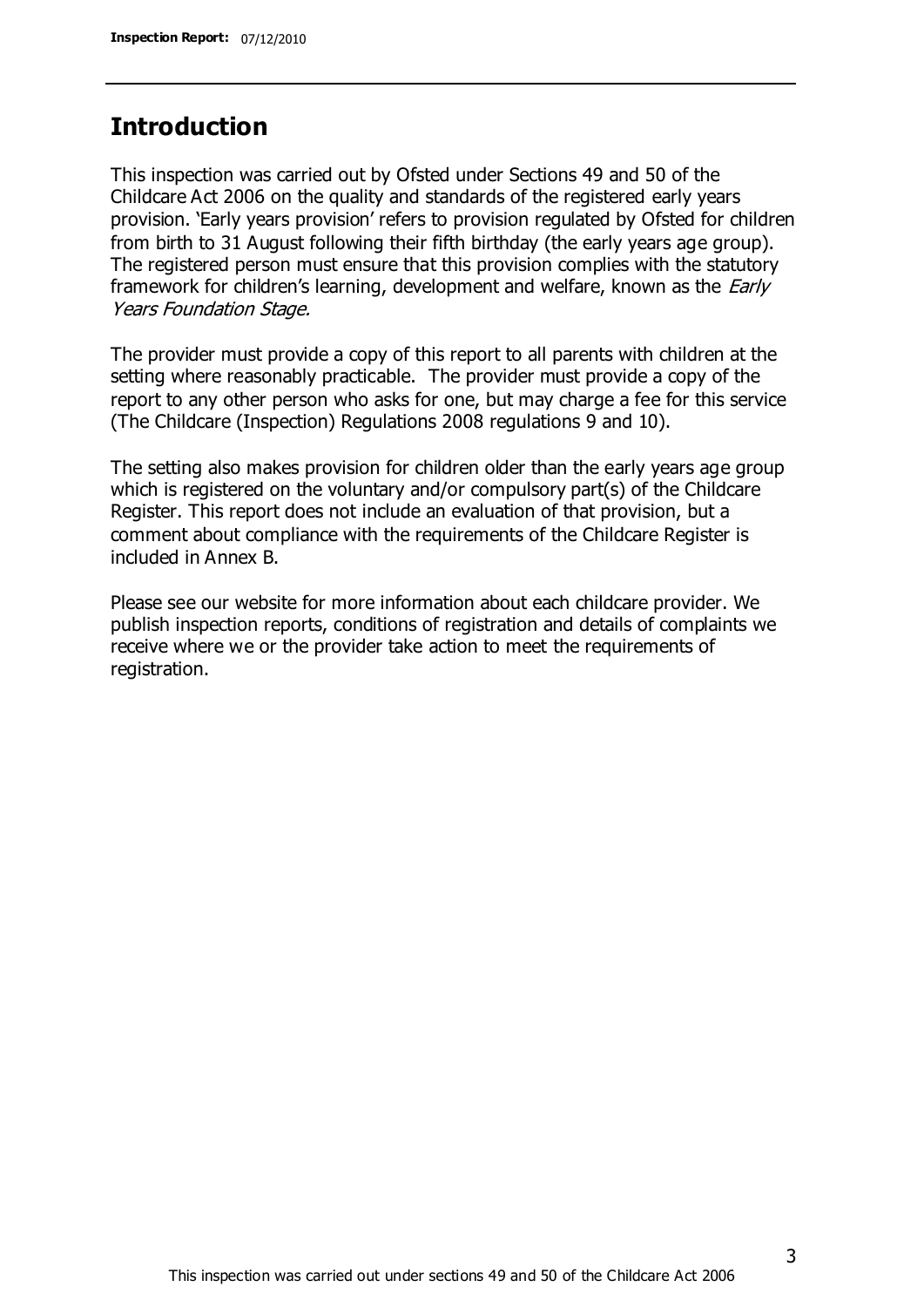## Introduction

This inspection was carried out by Ofsted under Sections 49 and 50 of the Childcare Act 2006 on the quality and standards of the registered early years provision. 'Early years provision' refers to provision regulated by Ofsted for children from birth to 31 August following their fifth birthday (the early years age group). The registered person must ensure that this provision complies with the statutory framework for children's learning, development and welfare, known as the *Early Years Foundation Stage.*

The provider must provide a copy of this report to all parents with children at the setting where reasonably practicable. The provider must provide a copy of the report to any other person who asks for one, but may charge a fee for this service (The Childcare (Inspection) Regulations 2008 regulations 9 and 10).

The setting also makes provision for children older than the early years age group which is registered on the voluntary and/or compulsory part(s) of the Childcare Register. This report does not include an evaluation of that provision, but a comment about compliance with the requirements of the Childcare Register is included in Annex B.

Please see our website for more information about each childcare provider. We publish inspection reports, conditions of registration and details of complaints we receive where we or the provider take action to meet the requirements of registration.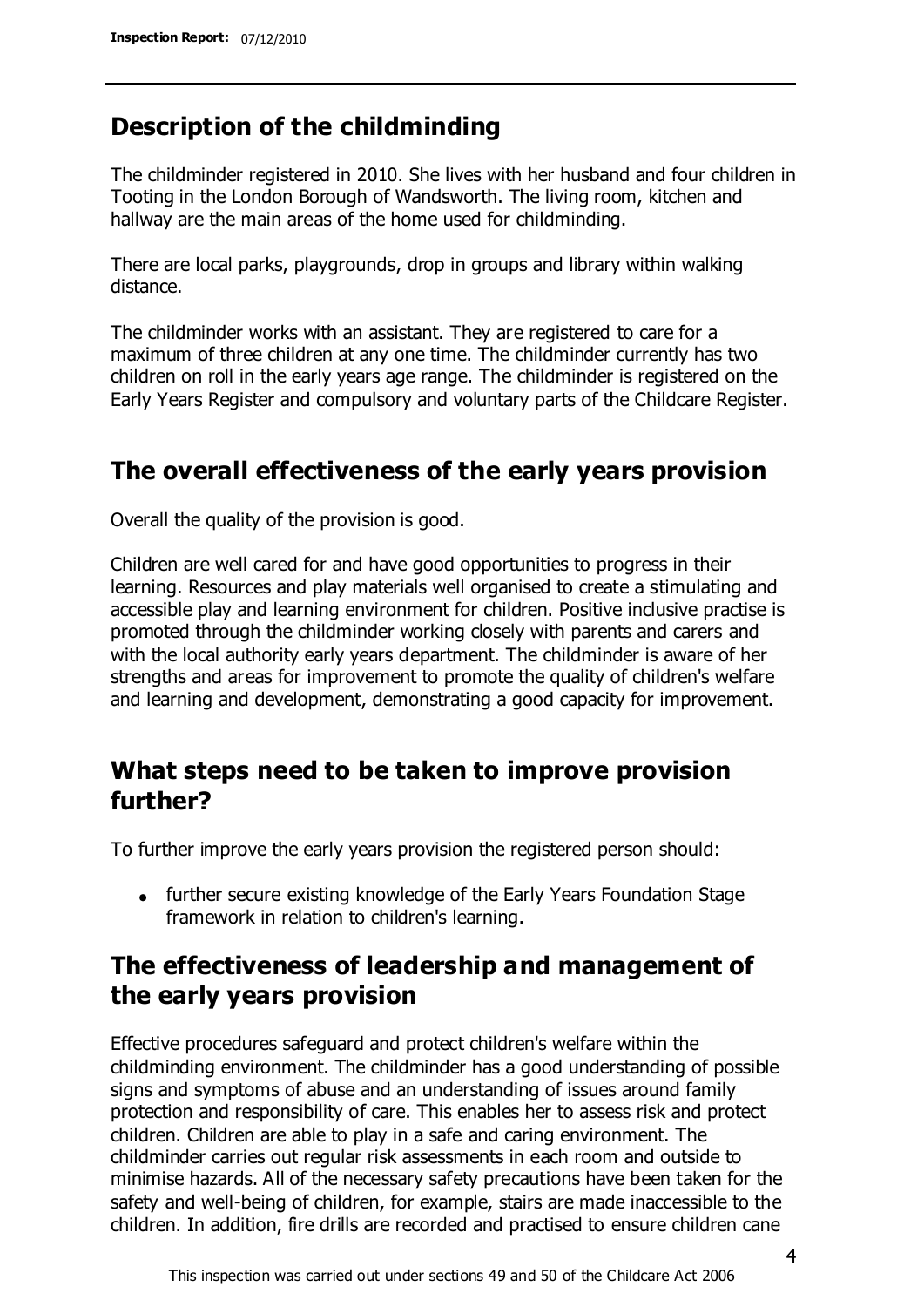## Description of the childminding

The childminder registered in 2010. She lives with her husband and four children in Tooting in the London Borough of Wandsworth. The living room, kitchen and hallway are the main areas of the home used for childminding.

There are local parks, playgrounds, drop in groups and library within walking distance.

The childminder works with an assistant. They are registered to care for a maximum of three children at any one time. The childminder currently has two children on roll in the early years age range. The childminder is registered on the Early Years Register and compulsory and voluntary parts of the Childcare Register.

## The overall effectiveness of the early years provision

Overall the quality of the provision is good.

Children are well cared for and have good opportunities to progress in their learning. Resources and play materials well organised to create a stimulating and accessible play and learning environment for children. Positive inclusive practise is promoted through the childminder working closely with parents and carers and with the local authority early years department. The childminder is aware of her strengths and areas for improvement to promote the quality of children's welfare and learning and development, demonstrating a good capacity for improvement.

## What steps need to be taken to improve provision further?

To further improve the early years provision the registered person should:

- further secure existing knowledge of the Early Years Foundation Stage framework in relation to children's learning.

## The effectiveness of leadership and management of the early years provision

Effective procedures safeguard and protect children's welfare within the childminding environment. The childminder has a good understanding of possible signs and symptoms of abuse and an understanding of issues around family protection and responsibility of care. This enables her to assess risk and protect children. Children are able to play in a safe and caring environment. The childminder carries out regular risk assessments in each room and outside to minimise hazards. All of the necessary safety precautions have been taken for the safety and well-being of children, for example, stairs are made inaccessible to the children. In addition, fire drills are recorded and practised to ensure children cane

This inspection was carried out under sections 49 and 50 of the Childcare Act 2006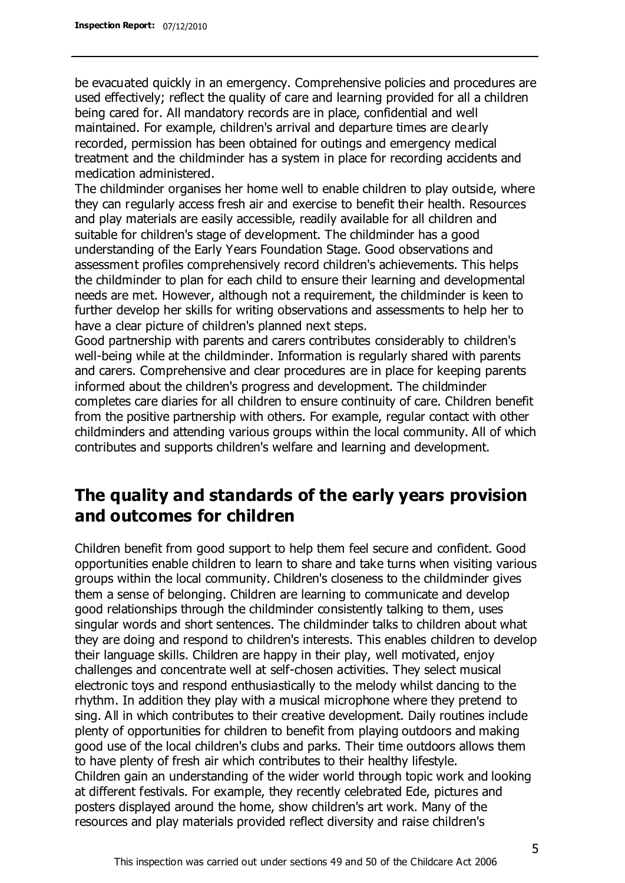be evacuated quickly in an emergency. Comprehensive policies and procedures are used effectively; reflect the quality of care and learning provided for all a children being cared for. All mandatory records are in place, confidential and well maintained. For example, children's arrival and departure times are clearly recorded, permission has been obtained for outings and emergency medical treatment and the childminder has a system in place for recording accidents and medication administered.

The childminder organises her home well to enable children to play outside, where they can regularly access fresh air and exercise to benefit their health. Resources and play materials are easily accessible, readily available for all children and suitable for children's stage of development. The childminder has a good understanding of the Early Years Foundation Stage. Good observations and assessment profiles comprehensively record children's achievements. This helps the childminder to plan for each child to ensure their learning and developmental needs are met. However, although not a requirement, the childminder is keen to further develop her skills for writing observations and assessments to help her to have a clear picture of children's planned next steps.

Good partnership with parents and carers contributes considerably to children's well-being while at the childminder. Information is regularly shared with parents and carers. Comprehensive and clear procedures are in place for keeping parents informed about the children's progress and development. The childminder completes care diaries for all children to ensure continuity of care. Children benefit from the positive partnership with others. For example, regular contact with other childminders and attending various groups within the local community. All of which contributes and supports children's welfare and learning and development.

## The quality and standards of the early years provision and outcomes for children

Children benefit from good support to help them feel secure and confident. Good opportunities enable children to learn to share and take turns when visiting various groups within the local community. Children's closeness to the childminder gives them a sense of belonging. Children are learning to communicate and develop good relationships through the childminder consistently talking to them, uses singular words and short sentences. The childminder talks to children about what they are doing and respond to children's interests. This enables children to develop their language skills. Children are happy in their play, well motivated, enjoy challenges and concentrate well at self-chosen activities. They select musical electronic toys and respond enthusiastically to the melody whilst dancing to the rhythm. In addition they play with a musical microphone where they pretend to sing. All in which contributes to their creative development. Daily routines include plenty of opportunities for children to benefit from playing outdoors and making good use of the local children's clubs and parks. Their time outdoors allows them to have plenty of fresh air which contributes to their healthy lifestyle.

Children gain an understanding of the wider world through topic work and looking at different festivals. For example, they recently celebrated Ede, pictures and posters displayed around the home, show children's art work. Many of the resources and play materials provided reflect diversity and raise children's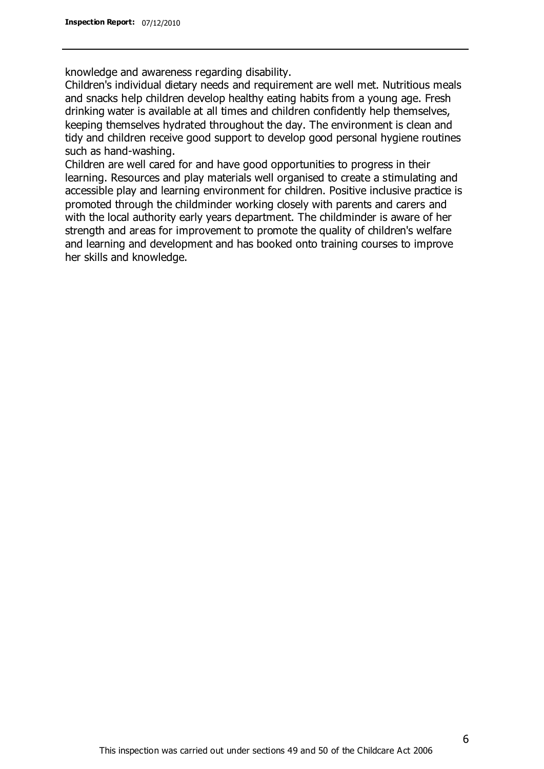knowledge and awareness regarding disability.

Children's individual dietary needs and requirement are well met. Nutritious meals and snacks help children develop healthy eating habits from a young age. Fresh drinking water is available at all times and children confidently help themselves, keeping themselves hydrated throughout the day. The environment is clean and tidy and children receive good support to develop good personal hygiene routines such as hand-washing.

Children are well cared for and have good opportunities to progress in their learning. Resources and play materials well organised to create a stimulating and accessible play and learning environment for children. Positive inclusive practice is promoted through the childminder working closely with parents and carers and with the local authority early years department. The childminder is aware of her strength and areas for improvement to promote the quality of children's welfare and learning and development and has booked onto training courses to improve her skills and knowledge.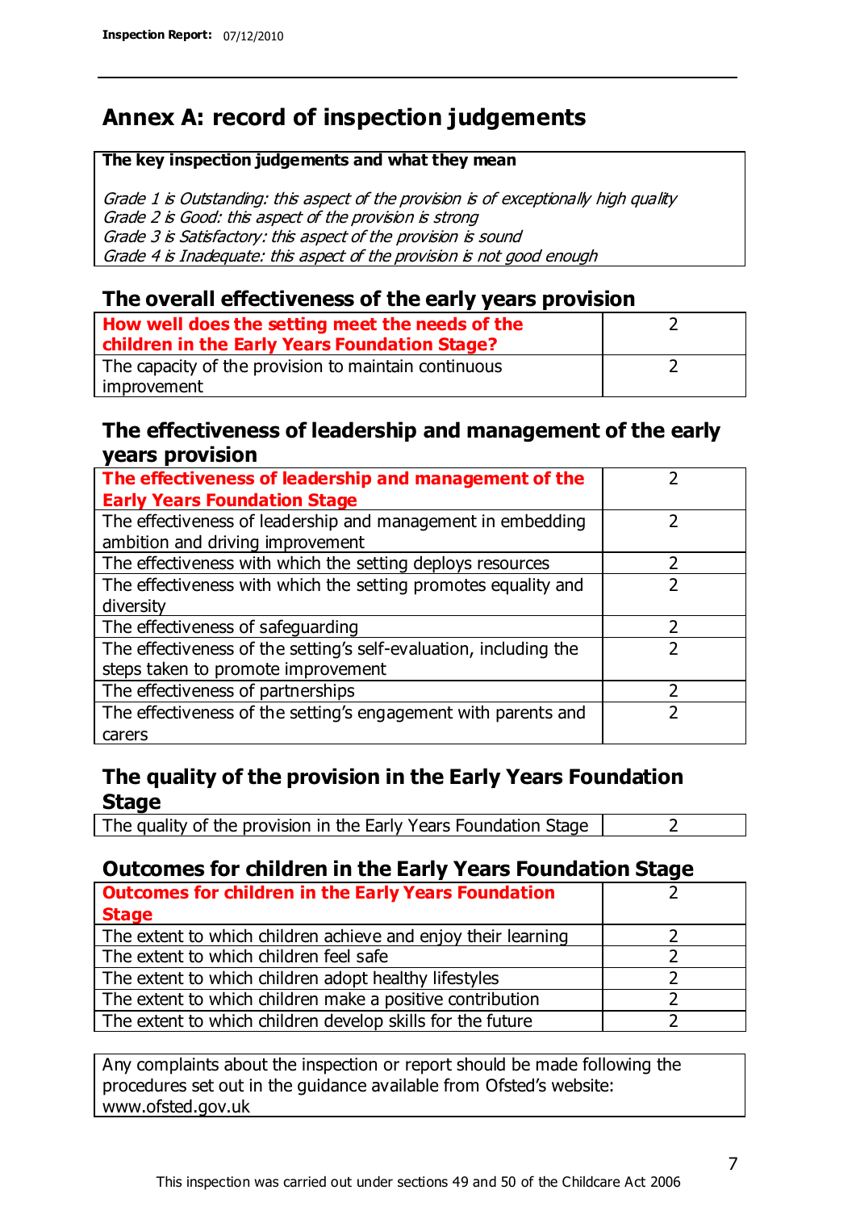# Annex A: record of inspection judgements

| |
|---|
| **The key inspection judgements and what they mean** |
| *Grade 1 is Outstanding: this aspect of the provision is of exceptionally high quality*<br>*Grade 2 is Good: this aspect of the provision is strong*<br>*Grade 3 is Satisfactory: this aspect of the provision is sound*<br>*Grade 4 is Inadequate: this aspect of the provision is not good enough* |

## The overall effectiveness of the early years provision

| | |
|---|---|
| **How well does the setting meet the needs of the children in the Early Years Foundation Stage?** | 2 |
| The capacity of the provision to maintain continuous improvement | 2 |

## The effectiveness of leadership and management of the early years provision

| | |
|---|---|
| **The effectiveness of leadership and management of the Early Years Foundation Stage** | 2 |
| The effectiveness of leadership and management in embedding ambition and driving improvement | 2 |
| The effectiveness with which the setting deploys resources | 2 |
| The effectiveness with which the setting promotes equality and diversity | 2 |
| The effectiveness of safeguarding | 2 |
| The effectiveness of the setting's self-evaluation, including the steps taken to promote improvement | 2 |
| The effectiveness of partnerships | 2 |
| The effectiveness of the setting's engagement with parents and carers | 2 |

## The quality of the provision in the Early Years Foundation Stage

| | |
|---|---|
| The quality of the provision in the Early Years Foundation Stage | 2 |

## Outcomes for children in the Early Years Foundation Stage

| | |
|---|---|
| **Outcomes for children in the Early Years Foundation Stage** | 2 |
| The extent to which children achieve and enjoy their learning | 2 |
| The extent to which children feel safe | 2 |
| The extent to which children adopt healthy lifestyles | 2 |
| The extent to which children make a positive contribution | 2 |
| The extent to which children develop skills for the future | 2 |

Any complaints about the inspection or report should be made following the procedures set out in the guidance available from Ofsted's website: www.ofsted.gov.uk

This inspection was carried out under sections 49 and 50 of the Childcare Act 2006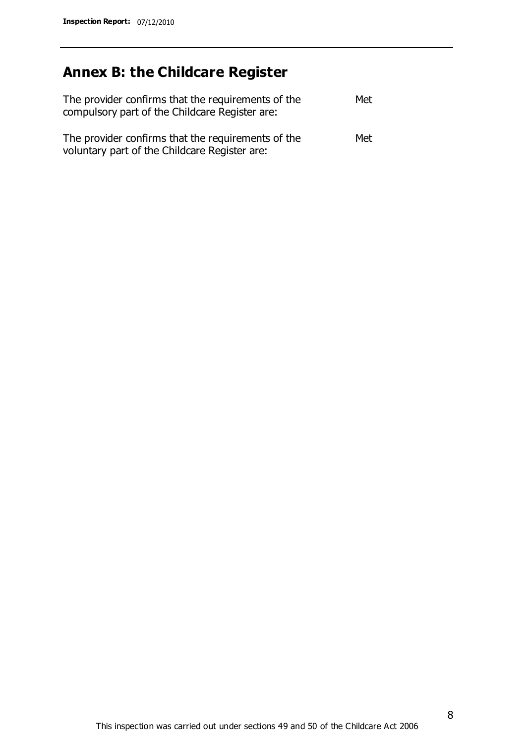## Annex B: the Childcare Register

| | |
|---|---|
| The provider confirms that the requirements of the compulsory part of the Childcare Register are: | Met |
| The provider confirms that the requirements of the voluntary part of the Childcare Register are: | Met |

This inspection was carried out under sections 49 and 50 of the Childcare Act 2006